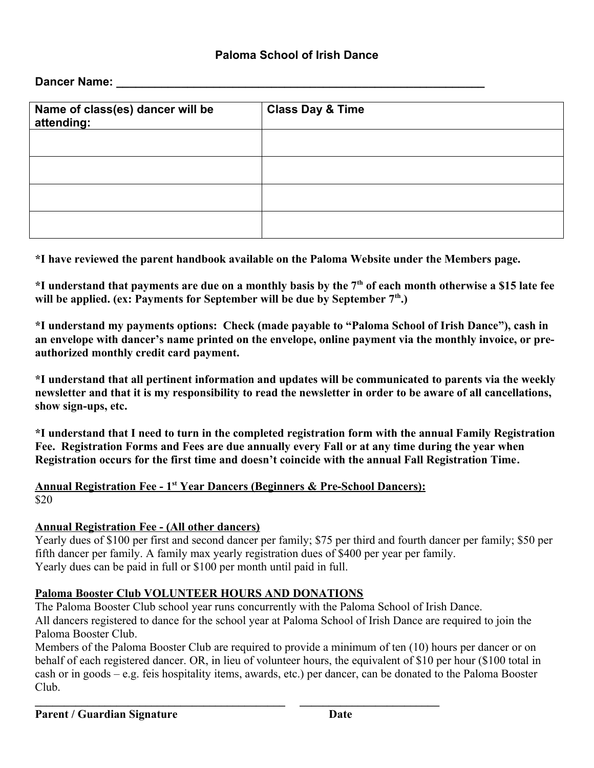# Paloma School of Irish Dance

**Dancer Name: ____________________________________________________________**

| Name of class(es) dancer will be attending: | Class Day & Time |
|---|---|
| | |
| | |
| | |
| | |

**\*I have reviewed the parent handbook available on the Paloma Website under the Members page.**

**\*I understand that payments are due on a monthly basis by the 7th of each month otherwise a $15 late fee will be applied. (ex: Payments for September will be due by September 7th.)**

**\*I understand my payments options: Check (made payable to "Paloma School of Irish Dance"), cash in an envelope with dancer's name printed on the envelope, online payment via the monthly invoice, or pre-authorized monthly credit card payment.**

**\*I understand that all pertinent information and updates will be communicated to parents via the weekly newsletter and that it is my responsibility to read the newsletter in order to be aware of all cancellations, show sign-ups, etc.**

**\*I understand that I need to turn in the completed registration form with the annual Family Registration Fee. Registration Forms and Fees are due annually every Fall or at any time during the year when Registration occurs for the first time and doesn't coincide with the annual Fall Registration Time.**

**<u>Annual Registration Fee - 1st Year Dancers (Beginners & Pre-School Dancers):</u>**
$20

**<u>Annual Registration Fee - (All other dancers)</u>**
Yearly dues of $100 per first and second dancer per family; $75 per third and fourth dancer per family; $50 per fifth dancer per family. A family max yearly registration dues of $400 per year per family.
Yearly dues can be paid in full or $100 per month until paid in full.

**<u>Paloma Booster Club VOLUNTEER HOURS AND DONATIONS</u>**
The Paloma Booster Club school year runs concurrently with the Paloma School of Irish Dance.
All dancers registered to dance for the school year at Paloma School of Irish Dance are required to join the Paloma Booster Club.
Members of the Paloma Booster Club are required to provide a minimum of ten (10) hours per dancer or on behalf of each registered dancer. OR, in lieu of volunteer hours, the equivalent of $10 per hour ($100 total in cash or in goods – e.g. feis hospitality items, awards, etc.) per dancer, can be donated to the Paloma Booster Club.

**_____________________________________________ ________________________**
**Parent / Guardian Signature Date**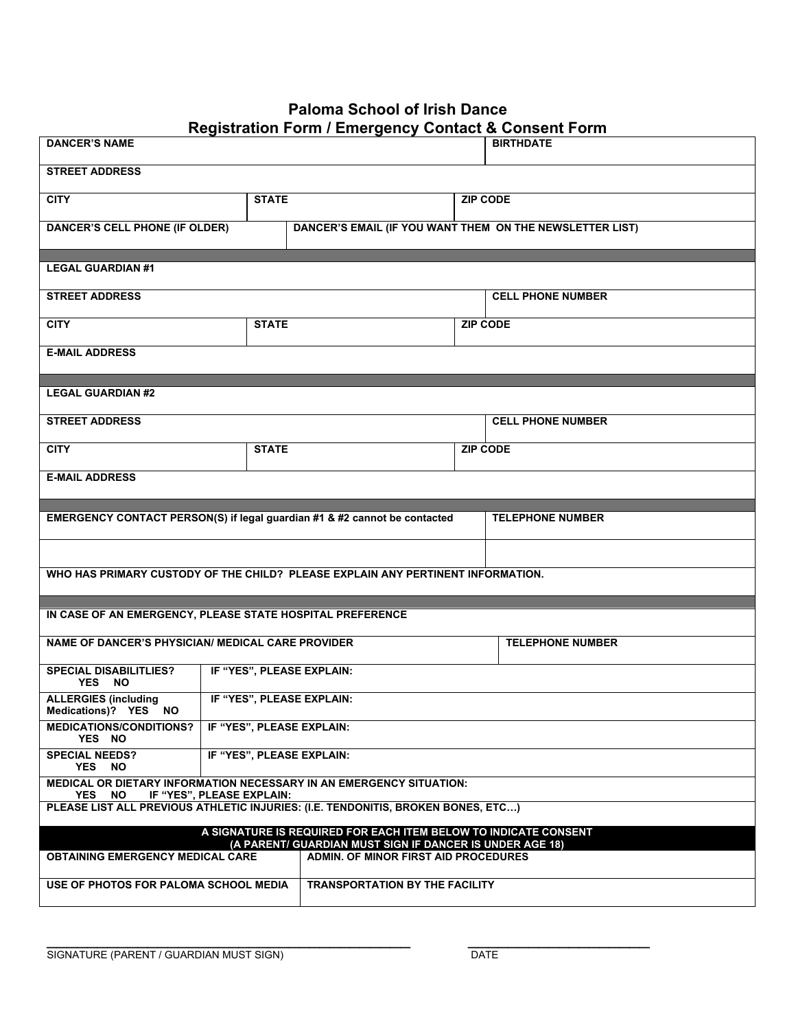# Paloma School of Irish Dance

## Registration Form / Emergency Contact & Consent Form

| | | | |
|---|---|---|---|
| **DANCER'S NAME** | | | **BIRTHDATE** |
| **STREET ADDRESS** | | | |
| **CITY** | **STATE** | **ZIP CODE** | |
| **DANCER'S CELL PHONE (IF OLDER)** | **DANCER'S EMAIL (IF YOU WANT THEM ON THE NEWSLETTER LIST)** | | |

| | | | |
|---|---|---|---|
| **LEGAL GUARDIAN #1** | | | |
| **STREET ADDRESS** | | | **CELL PHONE NUMBER** |
| **CITY** | **STATE** | **ZIP CODE** | |
| **E-MAIL ADDRESS** | | | |

| | | | |
|---|---|---|---|
| **LEGAL GUARDIAN #2** | | | |
| **STREET ADDRESS** | | | **CELL PHONE NUMBER** |
| **CITY** | **STATE** | **ZIP CODE** | |
| **E-MAIL ADDRESS** | | | |

| | |
|---|---|
| **EMERGENCY CONTACT PERSON(S) if legal guardian #1 & #2 cannot be contacted** | **TELEPHONE NUMBER** |
| | |
| **WHO HAS PRIMARY CUSTODY OF THE CHILD? PLEASE EXPLAIN ANY PERTINENT INFORMATION.** | |

| | |
|---|---|
| **IN CASE OF AN EMERGENCY, PLEASE STATE HOSPITAL PREFERENCE** | |
| **NAME OF DANCER'S PHYSICIAN/ MEDICAL CARE PROVIDER** | **TELEPHONE NUMBER** |
| **SPECIAL DISABILITLIES? YES NO** | **IF "YES", PLEASE EXPLAIN:** |
| **ALLERGIES (including Medications)? YES NO** | **IF "YES", PLEASE EXPLAIN:** |
| **MEDICATIONS/CONDITIONS? YES NO** | **IF "YES", PLEASE EXPLAIN:** |
| **SPECIAL NEEDS? YES NO** | **IF "YES", PLEASE EXPLAIN:** |
| **MEDICAL OR DIETARY INFORMATION NECESSARY IN AN EMERGENCY SITUATION: YES NO IF "YES", PLEASE EXPLAIN:** | |
| **PLEASE LIST ALL PREVIOUS ATHLETIC INJURIES: (I.E. TENDONITIS, BROKEN BONES, ETC…)** | |

| **A SIGNATURE IS REQUIRED FOR EACH ITEM BELOW TO INDICATE CONSENT (A PARENT/ GUARDIAN MUST SIGN IF DANCER IS UNDER AGE 18)** | |
|---|---|
| **OBTAINING EMERGENCY MEDICAL CARE** | **ADMIN. OF MINOR FIRST AID PROCEDURES** |
| **USE OF PHOTOS FOR PALOMA SCHOOL MEDIA** | **TRANSPORTATION BY THE FACILITY** |

\_\_\_\_\_\_\_\_\_\_\_\_\_\_\_\_\_\_\_\_\_\_\_\_\_\_\_\_\_\_\_\_\_\_\_\_\_\_\_\_ \_\_\_\_\_\_\_\_\_\_\_\_\_\_\_\_\_\_\_\_\_\_\_\_

SIGNATURE (PARENT / GUARDIAN MUST SIGN) DATE